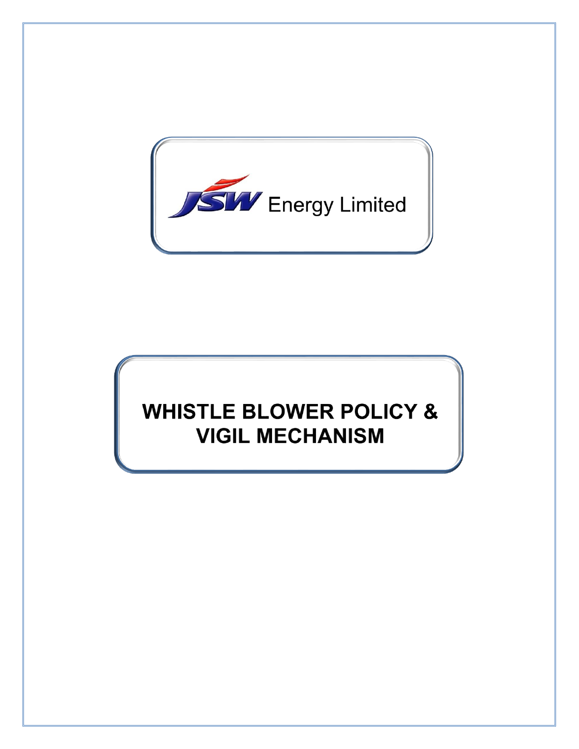JSW Energy Limited

# WHISTLE BLOWER POLICY & VIGIL MECHANISM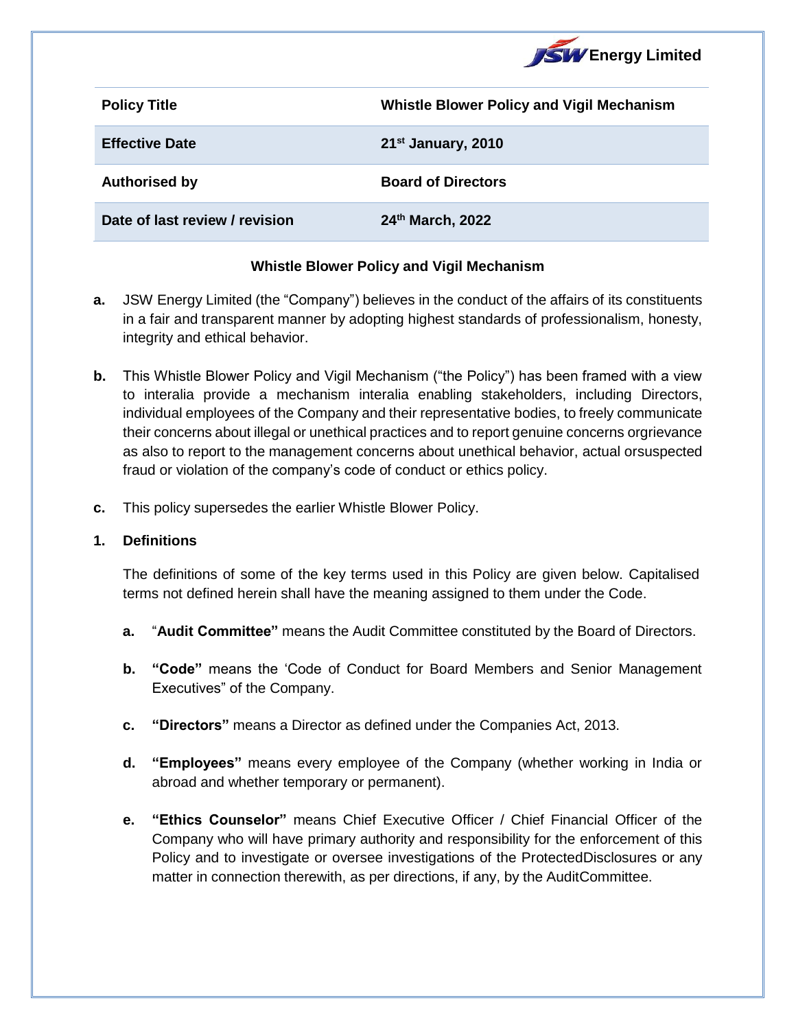**JSW Energy Limited**

| Policy Title | Whistle Blower Policy and Vigil Mechanism |
|---|---|
| Effective Date | 21st January, 2010 |
| Authorised by | Board of Directors |
| Date of last review / revision | 24th March, 2022 |

## Whistle Blower Policy and Vigil Mechanism

**a.** JSW Energy Limited (the "Company") believes in the conduct of the affairs of its constituents in a fair and transparent manner by adopting highest standards of professionalism, honesty, integrity and ethical behavior.

**b.** This Whistle Blower Policy and Vigil Mechanism ("the Policy") has been framed with a view to interalia provide a mechanism interalia enabling stakeholders, including Directors, individual employees of the Company and their representative bodies, to freely communicate their concerns about illegal or unethical practices and to report genuine concerns orgrievance as also to report to the management concerns about unethical behavior, actual orsuspected fraud or violation of the company's code of conduct or ethics policy.

**c.** This policy supersedes the earlier Whistle Blower Policy.

**1. Definitions**

The definitions of some of the key terms used in this Policy are given below. Capitalised terms not defined herein shall have the meaning assigned to them under the Code.

**a.** "**Audit Committee"** means the Audit Committee constituted by the Board of Directors.

**b.** **"Code"** means the 'Code of Conduct for Board Members and Senior Management Executives" of the Company.

**c.** **"Directors"** means a Director as defined under the Companies Act, 2013.

**d.** **"Employees"** means every employee of the Company (whether working in India or abroad and whether temporary or permanent).

**e.** **"Ethics Counselor"** means Chief Executive Officer / Chief Financial Officer of the Company who will have primary authority and responsibility for the enforcement of this Policy and to investigate or oversee investigations of the ProtectedDisclosures or any matter in connection therewith, as per directions, if any, by the AuditCommittee.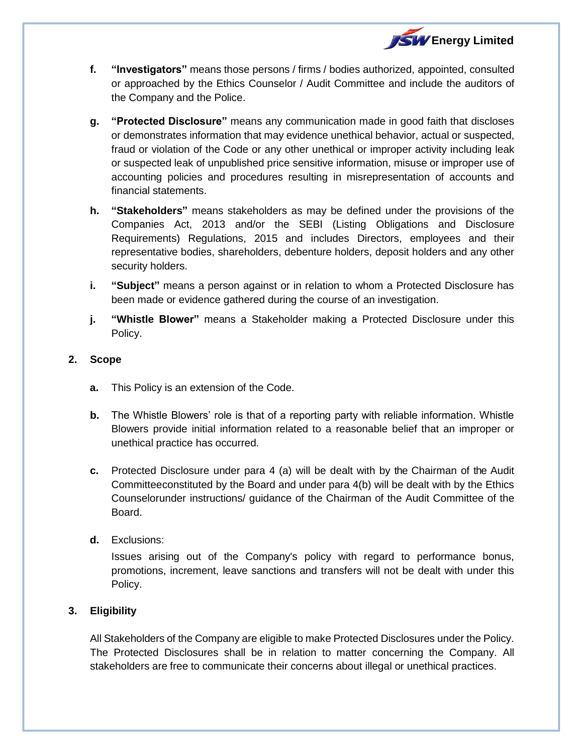f. **"Investigators"** means those persons / firms / bodies authorized, appointed, consulted or approached by the Ethics Counselor / Audit Committee and include the auditors of the Company and the Police.

g. **"Protected Disclosure"** means any communication made in good faith that discloses or demonstrates information that may evidence unethical behavior, actual or suspected, fraud or violation of the Code or any other unethical or improper activity including leak or suspected leak of unpublished price sensitive information, misuse or improper use of accounting policies and procedures resulting in misrepresentation of accounts and financial statements.

h. **"Stakeholders"** means stakeholders as may be defined under the provisions of the Companies Act, 2013 and/or the SEBI (Listing Obligations and Disclosure Requirements) Regulations, 2015 and includes Directors, employees and their representative bodies, shareholders, debenture holders, deposit holders and any other security holders.

i. **"Subject"** means a person against or in relation to whom a Protected Disclosure has been made or evidence gathered during the course of an investigation.

j. **"Whistle Blower"** means a Stakeholder making a Protected Disclosure under this Policy.

## 2. Scope

a. This Policy is an extension of the Code.

b. The Whistle Blowers' role is that of a reporting party with reliable information. Whistle Blowers provide initial information related to a reasonable belief that an improper or unethical practice has occurred.

c. Protected Disclosure under para 4 (a) will be dealt with by the Chairman of the Audit Committeeconstituted by the Board and under para 4(b) will be dealt with by the Ethics Counselorunder instructions/ guidance of the Chairman of the Audit Committee of the Board.

d. Exclusions:

Issues arising out of the Company's policy with regard to performance bonus, promotions, increment, leave sanctions and transfers will not be dealt with under this Policy.

## 3. Eligibility

All Stakeholders of the Company are eligible to make Protected Disclosures under the Policy. The Protected Disclosures shall be in relation to matter concerning the Company. All stakeholders are free to communicate their concerns about illegal or unethical practices.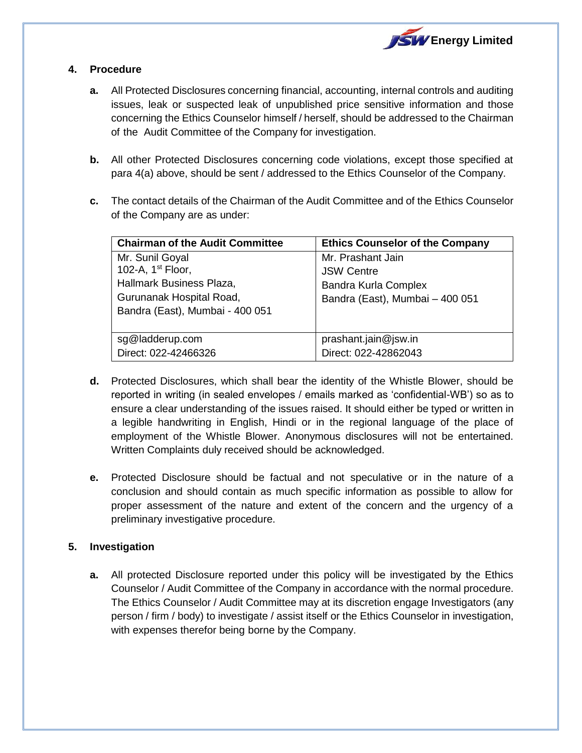## 4. Procedure

**a.** All Protected Disclosures concerning financial, accounting, internal controls and auditing issues, leak or suspected leak of unpublished price sensitive information and those concerning the Ethics Counselor himself / herself, should be addressed to the Chairman of the Audit Committee of the Company for investigation.

**b.** All other Protected Disclosures concerning code violations, except those specified at para 4(a) above, should be sent / addressed to the Ethics Counselor of the Company.

**c.** The contact details of the Chairman of the Audit Committee and of the Ethics Counselor of the Company are as under:

| Chairman of the Audit Committee | Ethics Counselor of the Company |
| --- | --- |
| Mr. Sunil Goyal<br>102-A, 1st Floor,<br>Hallmark Business Plaza,<br>Gurunanak Hospital Road,<br>Bandra (East), Mumbai - 400 051 | Mr. Prashant Jain<br>JSW Centre<br>Bandra Kurla Complex<br>Bandra (East), Mumbai – 400 051 |
| sg@ladderup.com<br>Direct: 022-42466326 | prashant.jain@jsw.in<br>Direct: 022-42862043 |

**d.** Protected Disclosures, which shall bear the identity of the Whistle Blower, should be reported in writing (in sealed envelopes / emails marked as 'confidential-WB') so as to ensure a clear understanding of the issues raised. It should either be typed or written in a legible handwriting in English, Hindi or in the regional language of the place of employment of the Whistle Blower. Anonymous disclosures will not be entertained. Written Complaints duly received should be acknowledged.

**e.** Protected Disclosure should be factual and not speculative or in the nature of a conclusion and should contain as much specific information as possible to allow for proper assessment of the nature and extent of the concern and the urgency of a preliminary investigative procedure.

## 5. Investigation

**a.** All protected Disclosure reported under this policy will be investigated by the Ethics Counselor / Audit Committee of the Company in accordance with the normal procedure. The Ethics Counselor / Audit Committee may at its discretion engage Investigators (any person / firm / body) to investigate / assist itself or the Ethics Counselor in investigation, with expenses therefor being borne by the Company.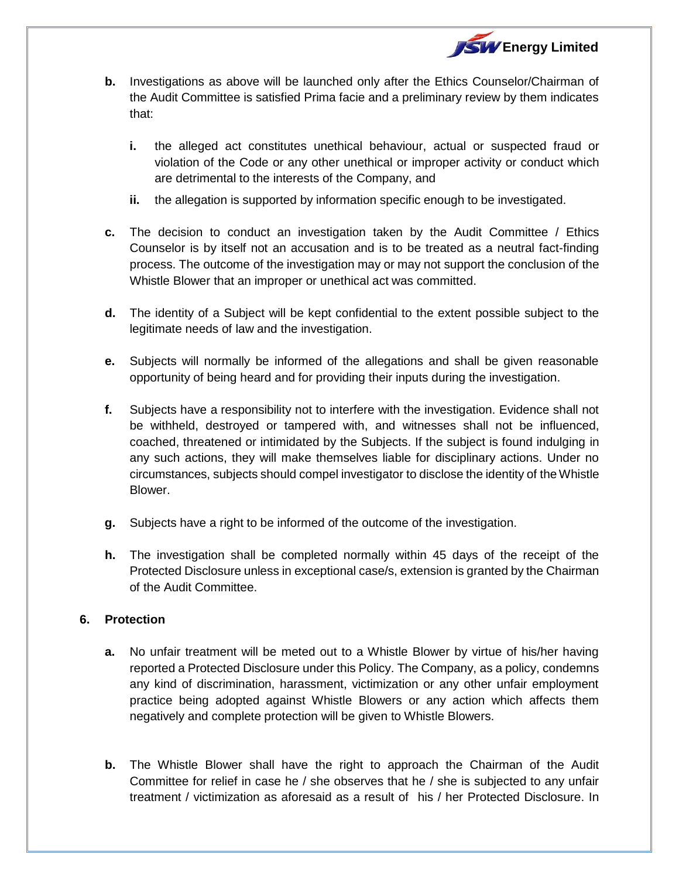**b.** Investigations as above will be launched only after the Ethics Counselor/Chairman of the Audit Committee is satisfied Prima facie and a preliminary review by them indicates that:

   **i.** the alleged act constitutes unethical behaviour, actual or suspected fraud or violation of the Code or any other unethical or improper activity or conduct which are detrimental to the interests of the Company, and

   **ii.** the allegation is supported by information specific enough to be investigated.

**c.** The decision to conduct an investigation taken by the Audit Committee / Ethics Counselor is by itself not an accusation and is to be treated as a neutral fact-finding process. The outcome of the investigation may or may not support the conclusion of the Whistle Blower that an improper or unethical act was committed.

**d.** The identity of a Subject will be kept confidential to the extent possible subject to the legitimate needs of law and the investigation.

**e.** Subjects will normally be informed of the allegations and shall be given reasonable opportunity of being heard and for providing their inputs during the investigation.

**f.** Subjects have a responsibility not to interfere with the investigation. Evidence shall not be withheld, destroyed or tampered with, and witnesses shall not be influenced, coached, threatened or intimidated by the Subjects. If the subject is found indulging in any such actions, they will make themselves liable for disciplinary actions. Under no circumstances, subjects should compel investigator to disclose the identity of the Whistle Blower.

**g.** Subjects have a right to be informed of the outcome of the investigation.

**h.** The investigation shall be completed normally within 45 days of the receipt of the Protected Disclosure unless in exceptional case/s, extension is granted by the Chairman of the Audit Committee.

## 6. Protection

**a.** No unfair treatment will be meted out to a Whistle Blower by virtue of his/her having reported a Protected Disclosure under this Policy. The Company, as a policy, condemns any kind of discrimination, harassment, victimization or any other unfair employment practice being adopted against Whistle Blowers or any action which affects them negatively and complete protection will be given to Whistle Blowers.

**b.** The Whistle Blower shall have the right to approach the Chairman of the Audit Committee for relief in case he / she observes that he / she is subjected to any unfair treatment / victimization as aforesaid as a result of his / her Protected Disclosure. In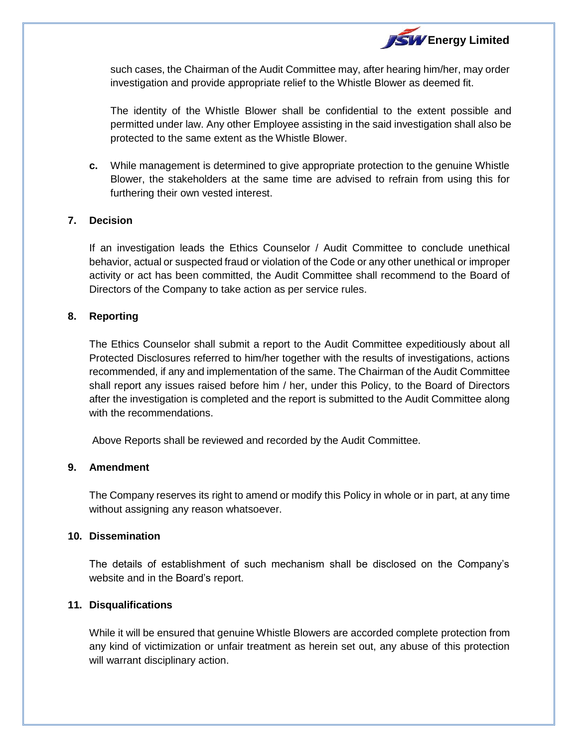such cases, the Chairman of the Audit Committee may, after hearing him/her, may order investigation and provide appropriate relief to the Whistle Blower as deemed fit.

The identity of the Whistle Blower shall be confidential to the extent possible and permitted under law. Any other Employee assisting in the said investigation shall also be protected to the same extent as the Whistle Blower.

**c.** While management is determined to give appropriate protection to the genuine Whistle Blower, the stakeholders at the same time are advised to refrain from using this for furthering their own vested interest.

## 7. Decision

If an investigation leads the Ethics Counselor / Audit Committee to conclude unethical behavior, actual or suspected fraud or violation of the Code or any other unethical or improper activity or act has been committed, the Audit Committee shall recommend to the Board of Directors of the Company to take action as per service rules.

## 8. Reporting

The Ethics Counselor shall submit a report to the Audit Committee expeditiously about all Protected Disclosures referred to him/her together with the results of investigations, actions recommended, if any and implementation of the same. The Chairman of the Audit Committee shall report any issues raised before him / her, under this Policy, to the Board of Directors after the investigation is completed and the report is submitted to the Audit Committee along with the recommendations.

Above Reports shall be reviewed and recorded by the Audit Committee.

## 9. Amendment

The Company reserves its right to amend or modify this Policy in whole or in part, at any time without assigning any reason whatsoever.

## 10. Dissemination

The details of establishment of such mechanism shall be disclosed on the Company's website and in the Board's report.

## 11. Disqualifications

While it will be ensured that genuine Whistle Blowers are accorded complete protection from any kind of victimization or unfair treatment as herein set out, any abuse of this protection will warrant disciplinary action.